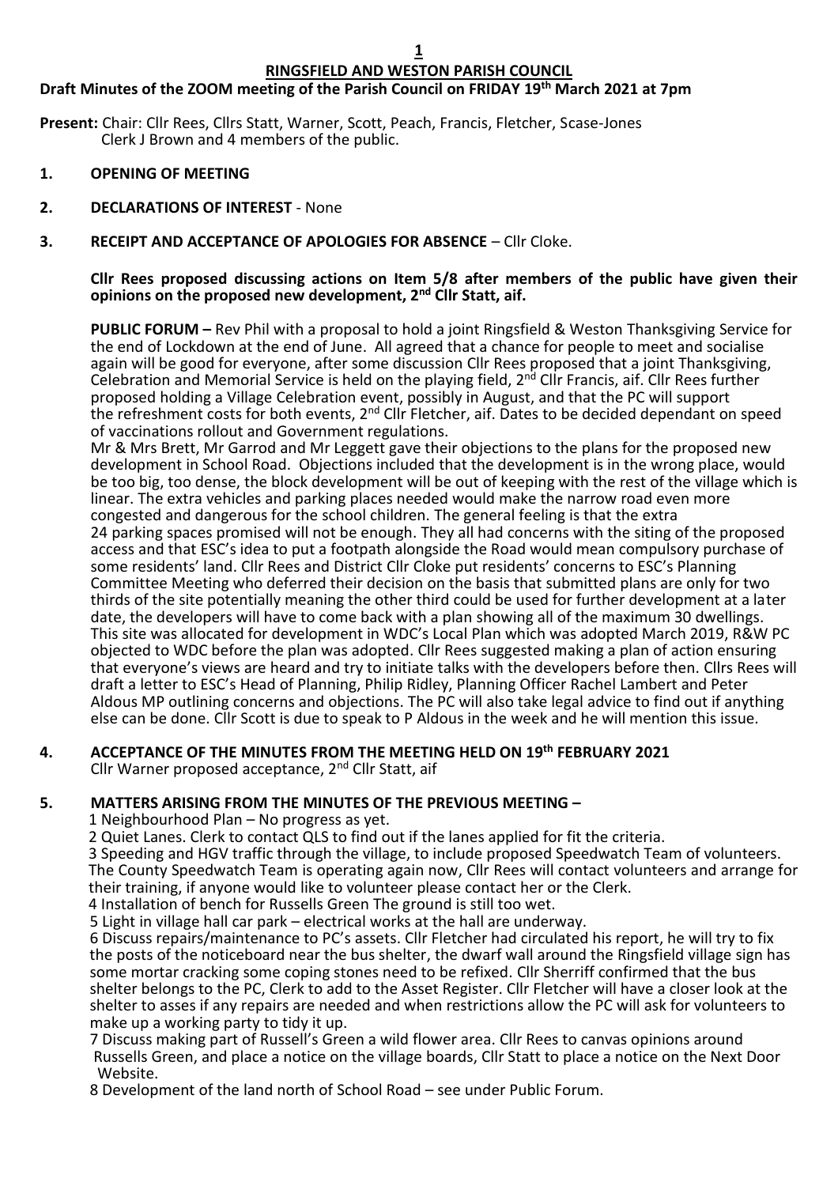# RINGSFIELD AND WESTON PARISH COUNCIL

**Draft Minutes of the ZOOM meeting of the Parish Council on FRIDAY 19th March 2021 at 7pm**

**Present:** Chair: Cllr Rees, Cllrs Statt, Warner, Scott, Peach, Francis, Fletcher, Scase-Jones
Clerk J Brown and 4 members of the public.

**1. OPENING OF MEETING**

**2. DECLARATIONS OF INTEREST** - None

**3. RECEIPT AND ACCEPTANCE OF APOLOGIES FOR ABSENCE** – Cllr Cloke.

**Cllr Rees proposed discussing actions on Item 5/8 after members of the public have given their opinions on the proposed new development, 2nd Cllr Statt, aif.**

**PUBLIC FORUM –** Rev Phil with a proposal to hold a joint Ringsfield & Weston Thanksgiving Service for the end of Lockdown at the end of June. All agreed that a chance for people to meet and socialise again will be good for everyone, after some discussion Cllr Rees proposed that a joint Thanksgiving, Celebration and Memorial Service is held on the playing field, 2nd Cllr Francis, aif. Cllr Rees further proposed holding a Village Celebration event, possibly in August, and that the PC will support the refreshment costs for both events, 2nd Cllr Fletcher, aif. Dates to be decided dependant on speed of vaccinations rollout and Government regulations.

Mr & Mrs Brett, Mr Garrod and Mr Leggett gave their objections to the plans for the proposed new development in School Road. Objections included that the development is in the wrong place, would be too big, too dense, the block development will be out of keeping with the rest of the village which is linear. The extra vehicles and parking places needed would make the narrow road even more congested and dangerous for the school children. The general feeling is that the extra 24 parking spaces promised will not be enough. They all had concerns with the siting of the proposed access and that ESC's idea to put a footpath alongside the Road would mean compulsory purchase of some residents' land. Cllr Rees and District Cllr Cloke put residents' concerns to ESC's Planning Committee Meeting who deferred their decision on the basis that submitted plans are only for two thirds of the site potentially meaning the other third could be used for further development at a later date, the developers will have to come back with a plan showing all of the maximum 30 dwellings. This site was allocated for development in WDC's Local Plan which was adopted March 2019, R&W PC objected to WDC before the plan was adopted. Cllr Rees suggested making a plan of action ensuring that everyone's views are heard and try to initiate talks with the developers before then. Cllrs Rees will draft a letter to ESC's Head of Planning, Philip Ridley, Planning Officer Rachel Lambert and Peter Aldous MP outlining concerns and objections. The PC will also take legal advice to find out if anything else can be done. Cllr Scott is due to speak to P Aldous in the week and he will mention this issue.

**4. ACCEPTANCE OF THE MINUTES FROM THE MEETING HELD ON 19th FEBRUARY 2021**
Cllr Warner proposed acceptance, 2nd Cllr Statt, aif

**5. MATTERS ARISING FROM THE MINUTES OF THE PREVIOUS MEETING –**

1 Neighbourhood Plan – No progress as yet.

2 Quiet Lanes. Clerk to contact QLS to find out if the lanes applied for fit the criteria.

3 Speeding and HGV traffic through the village, to include proposed Speedwatch Team of volunteers. The County Speedwatch Team is operating again now, Cllr Rees will contact volunteers and arrange for their training, if anyone would like to volunteer please contact her or the Clerk.

4 Installation of bench for Russells Green The ground is still too wet.

5 Light in village hall car park – electrical works at the hall are underway.

6 Discuss repairs/maintenance to PC's assets. Cllr Fletcher had circulated his report, he will try to fix the posts of the noticeboard near the bus shelter, the dwarf wall around the Ringsfield village sign has some mortar cracking some coping stones need to be refixed. Cllr Sherriff confirmed that the bus shelter belongs to the PC, Clerk to add to the Asset Register. Cllr Fletcher will have a closer look at the shelter to asses if any repairs are needed and when restrictions allow the PC will ask for volunteers to make up a working party to tidy it up.

7 Discuss making part of Russell's Green a wild flower area. Cllr Rees to canvas opinions around Russells Green, and place a notice on the village boards, Cllr Statt to place a notice on the Next Door Website.

8 Development of the land north of School Road – see under Public Forum.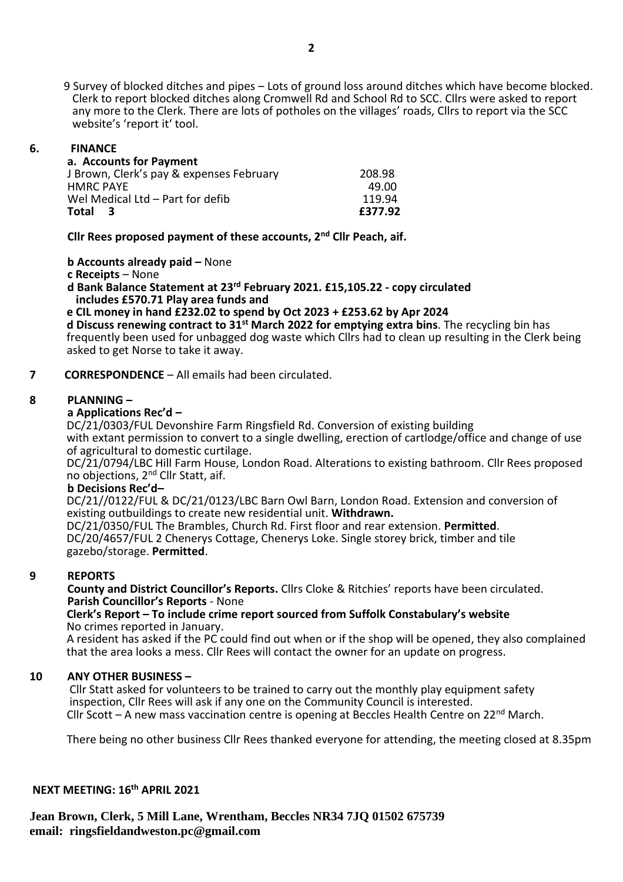9 Survey of blocked ditches and pipes – Lots of ground loss around ditches which have become blocked. Clerk to report blocked ditches along Cromwell Rd and School Rd to SCC. Cllrs were asked to report any more to the Clerk. There are lots of potholes on the villages' roads, Cllrs to report via the SCC website's 'report it' tool.

## 6. FINANCE

**a. Accounts for Payment**

| | |
|---|---|
| J Brown, Clerk's pay & expenses February | 208.98 |
| HMRC PAYE | 49.00 |
| Wel Medical Ltd – Part for defib | 119.94 |
| **Total 3** | **£377.92** |

**Cllr Rees proposed payment of these accounts, 2nd Cllr Peach, aif.**

**b Accounts already paid –** None

**c Receipts** – None

**d Bank Balance Statement at 23rd February 2021. £15,105.22 - copy circulated includes £570.71 Play area funds and**

**e CIL money in hand £232.02 to spend by Oct 2023 + £253.62 by Apr 2024**

**d Discuss renewing contract to 31st March 2022 for emptying extra bins**. The recycling bin has frequently been used for unbagged dog waste which Cllrs had to clean up resulting in the Clerk being asked to get Norse to take it away.

## 7 CORRESPONDENCE – All emails had been circulated.

## 8 PLANNING –

**a Applications Rec'd –**

DC/21/0303/FUL Devonshire Farm Ringsfield Rd. Conversion of existing building with extant permission to convert to a single dwelling, erection of cartlodge/office and change of use of agricultural to domestic curtilage.

DC/21/0794/LBC Hill Farm House, London Road. Alterations to existing bathroom. Cllr Rees proposed no objections, 2nd Cllr Statt, aif.

**b Decisions Rec'd–**

DC/21//0122/FUL & DC/21/0123/LBC Barn Owl Barn, London Road. Extension and conversion of existing outbuildings to create new residential unit. **Withdrawn.**

DC/21/0350/FUL The Brambles, Church Rd. First floor and rear extension. **Permitted**.

DC/20/4657/FUL 2 Chenerys Cottage, Chenerys Loke. Single storey brick, timber and tile gazebo/storage. **Permitted**.

## 9 REPORTS

**County and District Councillor's Reports.** Cllrs Cloke & Ritchies' reports have been circulated.

**Parish Councillor's Reports** - None

**Clerk's Report – To include crime report sourced from Suffolk Constabulary's website**

No crimes reported in January.

A resident has asked if the PC could find out when or if the shop will be opened, they also complained that the area looks a mess. Cllr Rees will contact the owner for an update on progress.

## 10 ANY OTHER BUSINESS –

Cllr Statt asked for volunteers to be trained to carry out the monthly play equipment safety inspection, Cllr Rees will ask if any one on the Community Council is interested.

Cllr Scott – A new mass vaccination centre is opening at Beccles Health Centre on 22nd March.

There being no other business Cllr Rees thanked everyone for attending, the meeting closed at 8.35pm

**NEXT MEETING: 16th APRIL 2021**

**Jean Brown, Clerk, 5 Mill Lane, Wrentham, Beccles NR34 7JQ 01502 675739**
**email: ringsfieldandweston.pc@gmail.com**